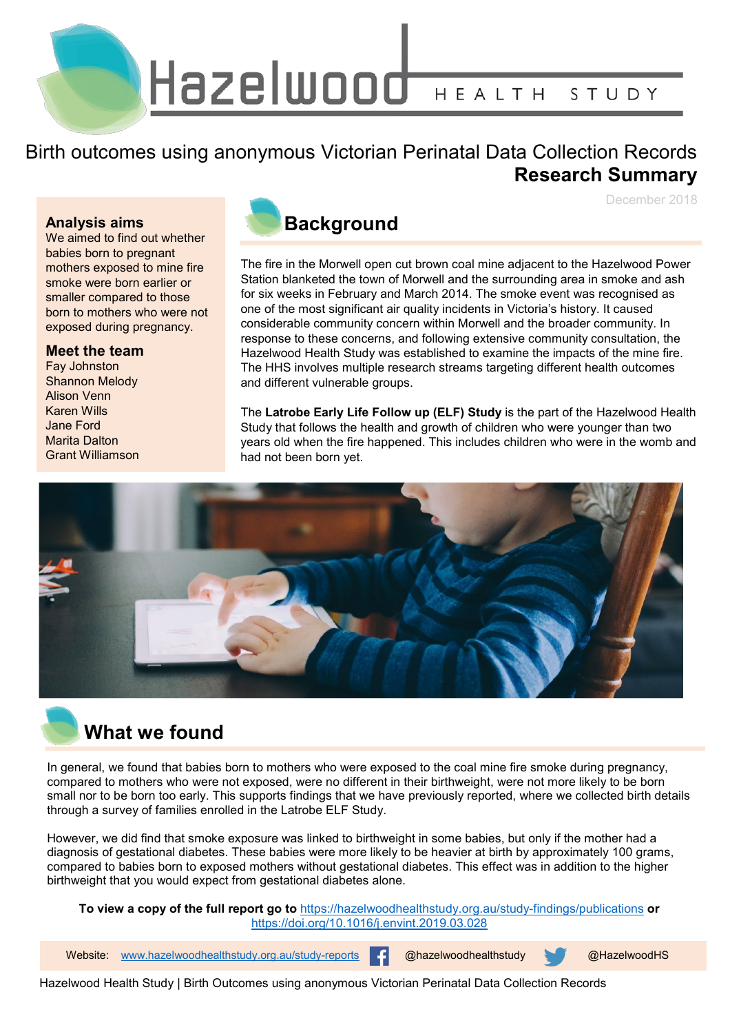# Hazelwood HEALTH STUDY

## Birth outcomes using anonymous Victorian Perinatal Data Collection Records

## Research Summary

December 2018

### Analysis aims

We aimed to find out whether babies born to pregnant mothers exposed to mine fire smoke were born earlier or smaller compared to those born to mothers who were not exposed during pregnancy.

### Meet the team

Fay Johnston
Shannon Melody
Alison Venn
Karen Wills
Jane Ford
Marita Dalton
Grant Williamson

## Background

The fire in the Morwell open cut brown coal mine adjacent to the Hazelwood Power Station blanketed the town of Morwell and the surrounding area in smoke and ash for six weeks in February and March 2014. The smoke event was recognised as one of the most significant air quality incidents in Victoria's history. It caused considerable community concern within Morwell and the broader community. In response to these concerns, and following extensive community consultation, the Hazelwood Health Study was established to examine the impacts of the mine fire. The HHS involves multiple research streams targeting different health outcomes and different vulnerable groups.

The **Latrobe Early Life Follow up (ELF) Study** is the part of the Hazelwood Health Study that follows the health and growth of children who were younger than two years old when the fire happened. This includes children who were in the womb and had not been born yet.

## What we found

In general, we found that babies born to mothers who were exposed to the coal mine fire smoke during pregnancy, compared to mothers who were not exposed, were no different in their birthweight, were not more likely to be born small nor to be born too early. This supports findings that we have previously reported, where we collected birth details through a survey of families enrolled in the Latrobe ELF Study.

However, we did find that smoke exposure was linked to birthweight in some babies, but only if the mother had a diagnosis of gestational diabetes. These babies were more likely to be heavier at birth by approximately 100 grams, compared to babies born to exposed mothers without gestational diabetes. This effect was in addition to the higher birthweight that you would expect from gestational diabetes alone.

**To view a copy of the full report go to** https://hazelwoodhealthstudy.org.au/study-findings/publications **or** https://doi.org/10.1016/j.envint.2019.03.028

Website: www.hazelwoodhealthstudy.org.au/study-reports @hazelwoodhealthstudy @HazelwoodHS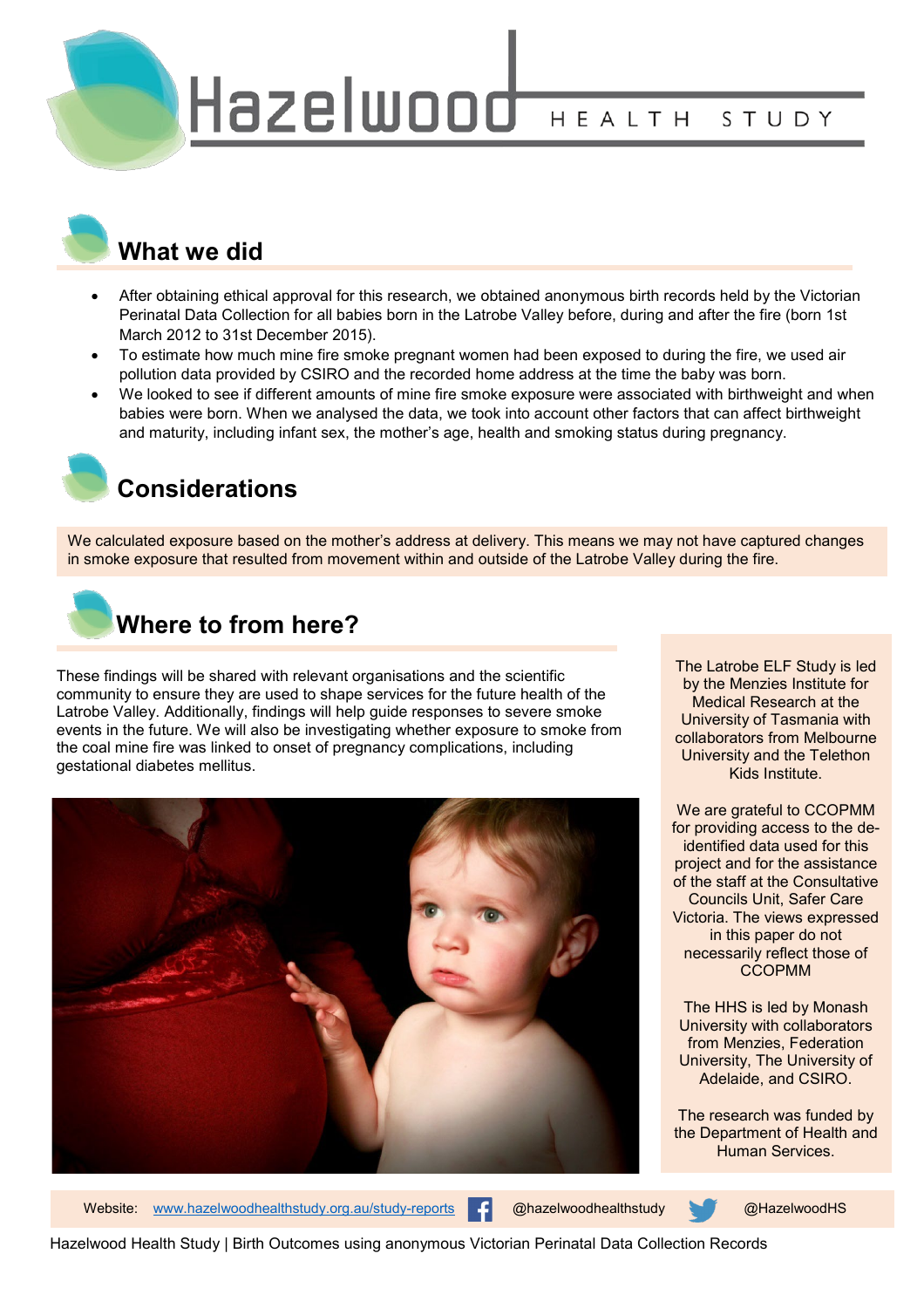# Hazelwood HEALTH STUDY

## What we did

- After obtaining ethical approval for this research, we obtained anonymous birth records held by the Victorian Perinatal Data Collection for all babies born in the Latrobe Valley before, during and after the fire (born 1st March 2012 to 31st December 2015).
- To estimate how much mine fire smoke pregnant women had been exposed to during the fire, we used air pollution data provided by CSIRO and the recorded home address at the time the baby was born.
- We looked to see if different amounts of mine fire smoke exposure were associated with birthweight and when babies were born. When we analysed the data, we took into account other factors that can affect birthweight and maturity, including infant sex, the mother's age, health and smoking status during pregnancy.

## Considerations

We calculated exposure based on the mother's address at delivery. This means we may not have captured changes in smoke exposure that resulted from movement within and outside of the Latrobe Valley during the fire.

## Where to from here?

These findings will be shared with relevant organisations and the scientific community to ensure they are used to shape services for the future health of the Latrobe Valley. Additionally, findings will help guide responses to severe smoke events in the future. We will also be investigating whether exposure to smoke from the coal mine fire was linked to onset of pregnancy complications, including gestational diabetes mellitus.

The Latrobe ELF Study is led by the Menzies Institute for Medical Research at the University of Tasmania with collaborators from Melbourne University and the Telethon Kids Institute.

We are grateful to CCOPMM for providing access to the de-identified data used for this project and for the assistance of the staff at the Consultative Councils Unit, Safer Care Victoria. The views expressed in this paper do not necessarily reflect those of CCOPMM

The HHS is led by Monash University with collaborators from Menzies, Federation University, The University of Adelaide, and CSIRO.

The research was funded by the Department of Health and Human Services.

Website: www.hazelwoodhealthstudy.org.au/study-reports @hazelwoodhealthstudy @HazelwoodHS

Hazelwood Health Study | Birth Outcomes using anonymous Victorian Perinatal Data Collection Records